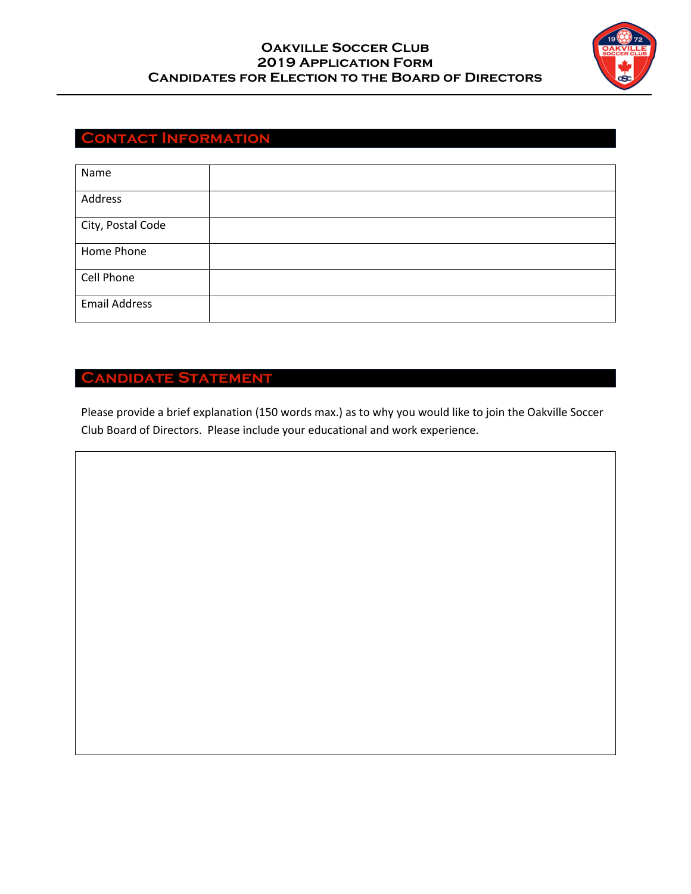# Oakville Soccer Club
## 2019 Application Form
## Candidates for Election to the Board of Directors

## Contact Information

| Name | |
|---|---|
| Address | |
| City, Postal Code | |
| Home Phone | |
| Cell Phone | |
| Email Address | |

## Candidate Statement

Please provide a brief explanation (150 words max.) as to why you would like to join the Oakville Soccer Club Board of Directors. Please include your educational and work experience.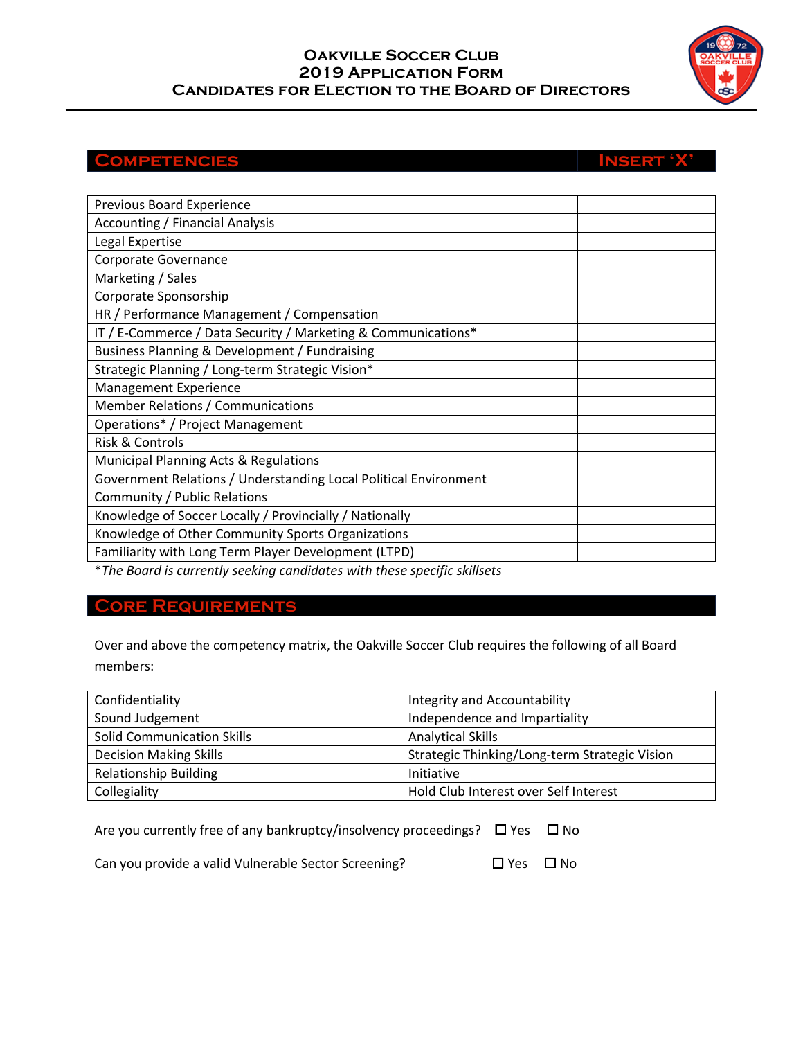# Oakville Soccer Club
## 2019 Application Form
## Candidates for Election to the Board of Directors

| **Competencies** | **Insert 'X'** |
|---|---|
| Previous Board Experience | |
| Accounting / Financial Analysis | |
| Legal Expertise | |
| Corporate Governance | |
| Marketing / Sales | |
| Corporate Sponsorship | |
| HR / Performance Management / Compensation | |
| IT / E-Commerce / Data Security / Marketing & Communications* | |
| Business Planning & Development / Fundraising | |
| Strategic Planning / Long-term Strategic Vision* | |
| Management Experience | |
| Member Relations / Communications | |
| Operations* / Project Management | |
| Risk & Controls | |
| Municipal Planning Acts & Regulations | |
| Government Relations / Understanding Local Political Environment | |
| Community / Public Relations | |
| Knowledge of Soccer Locally / Provincially / Nationally | |
| Knowledge of Other Community Sports Organizations | |
| Familiarity with Long Term Player Development (LTPD) | |

*\*The Board is currently seeking candidates with these specific skillsets*

## Core Requirements

Over and above the competency matrix, the Oakville Soccer Club requires the following of all Board members:

| | |
|---|---|
| Confidentiality | Integrity and Accountability |
| Sound Judgement | Independence and Impartiality |
| Solid Communication Skills | Analytical Skills |
| Decision Making Skills | Strategic Thinking/Long-term Strategic Vision |
| Relationship Building | Initiative |
| Collegiality | Hold Club Interest over Self Interest |

Are you currently free of any bankruptcy/insolvency proceedings? ☐ Yes ☐ No

Can you provide a valid Vulnerable Sector Screening? ☐ Yes ☐ No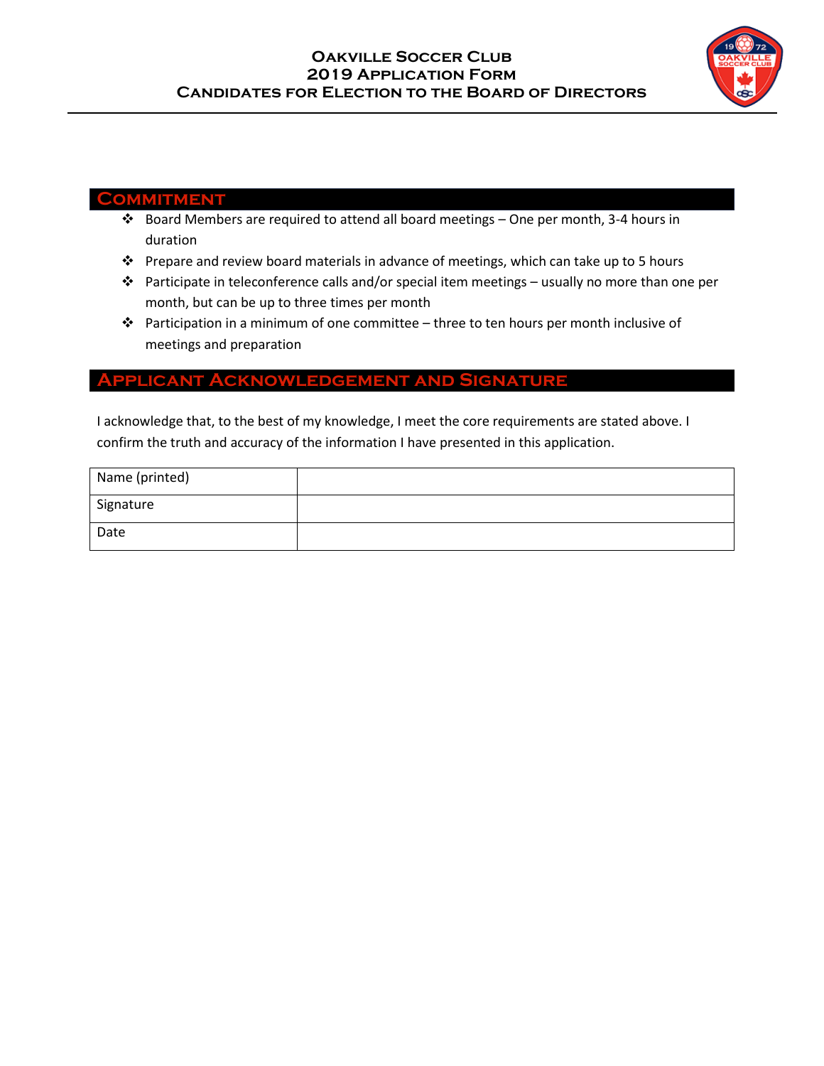# Oakville Soccer Club
# 2019 Application Form
# Candidates for Election to the Board of Directors

## Commitment

- Board Members are required to attend all board meetings – One per month, 3-4 hours in duration
- Prepare and review board materials in advance of meetings, which can take up to 5 hours
- Participate in teleconference calls and/or special item meetings – usually no more than one per month, but can be up to three times per month
- Participation in a minimum of one committee – three to ten hours per month inclusive of meetings and preparation

## Applicant Acknowledgement and Signature

I acknowledge that, to the best of my knowledge, I meet the core requirements are stated above. I confirm the truth and accuracy of the information I have presented in this application.

| | |
|---|---|
| Name (printed) | |
| Signature | |
| Date | |